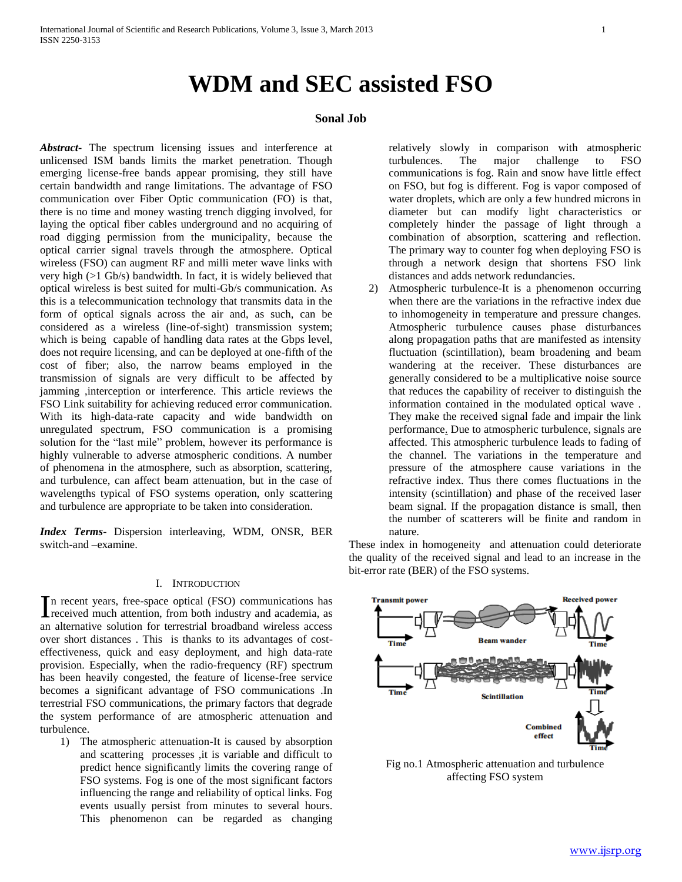# WDM and SEC assisted FSO

**Sonal Job**

***Abstract***- The spectrum licensing issues and interference at unlicensed ISM bands limits the market penetration. Though emerging license-free bands appear promising, they still have certain bandwidth and range limitations. The advantage of FSO communication over Fiber Optic communication (FO) is that, there is no time and money wasting trench digging involved, for laying the optical fiber cables underground and no acquiring of road digging permission from the municipality, because the optical carrier signal travels through the atmosphere. Optical wireless (FSO) can augment RF and milli meter wave links with very high (>1 Gb/s) bandwidth. In fact, it is widely believed that optical wireless is best suited for multi-Gb/s communication. As this is a telecommunication technology that transmits data in the form of optical signals across the air and, as such, can be considered as a wireless (line-of-sight) transmission system; which is being capable of handling data rates at the Gbps level, does not require licensing, and can be deployed at one-fifth of the cost of fiber; also, the narrow beams employed in the transmission of signals are very difficult to be affected by jamming ,interception or interference. This article reviews the FSO Link suitability for achieving reduced error communication. With its high-data-rate capacity and wide bandwidth on unregulated spectrum, FSO communication is a promising solution for the "last mile" problem, however its performance is highly vulnerable to adverse atmospheric conditions. A number of phenomena in the atmosphere, such as absorption, scattering, and turbulence, can affect beam attenuation, but in the case of wavelengths typical of FSO systems operation, only scattering and turbulence are appropriate to be taken into consideration.

***Index Terms***- Dispersion interleaving, WDM, ONSR, BER switch-and –examine.

## I. Introduction

In recent years, free-space optical (FSO) communications has received much attention, from both industry and academia, as an alternative solution for terrestrial broadband wireless access over short distances . This is thanks to its advantages of cost-effectiveness, quick and easy deployment, and high data-rate provision. Especially, when the radio-frequency (RF) spectrum has been heavily congested, the feature of license-free service becomes a significant advantage of FSO communications .In terrestrial FSO communications, the primary factors that degrade the system performance of are atmospheric attenuation and turbulence.

1) The atmospheric attenuation-It is caused by absorption and scattering processes ,it is variable and difficult to predict hence significantly limits the covering range of FSO systems. Fog is one of the most significant factors influencing the range and reliability of optical links. Fog events usually persist from minutes to several hours. This phenomenon can be regarded as changing relatively slowly in comparison with atmospheric turbulences. The major challenge to FSO communications is fog. Rain and snow have little effect on FSO, but fog is different. Fog is vapor composed of water droplets, which are only a few hundred microns in diameter but can modify light characteristics or completely hinder the passage of light through a combination of absorption, scattering and reflection. The primary way to counter fog when deploying FSO is through a network design that shortens FSO link distances and adds network redundancies.
2) Atmospheric turbulence-It is a phenomenon occurring when there are the variations in the refractive index due to inhomogeneity in temperature and pressure changes. Atmospheric turbulence causes phase disturbances along propagation paths that are manifested as intensity fluctuation (scintillation), beam broadening and beam wandering at the receiver. These disturbances are generally considered to be a multiplicative noise source that reduces the capability of receiver to distinguish the information contained in the modulated optical wave . They make the received signal fade and impair the link performance. Due to atmospheric turbulence, signals are affected. This atmospheric turbulence leads to fading of the channel. The variations in the temperature and pressure of the atmosphere cause variations in the refractive index. Thus there comes fluctuations in the intensity (scintillation) and phase of the received laser beam signal. If the propagation distance is small, then the number of scatterers will be finite and random in nature.

These index in homogeneity and attenuation could deteriorate the quality of the received signal and lead to an increase in the bit-error rate (BER) of the FSO systems.

Fig no.1 Atmospheric attenuation and turbulence affecting FSO system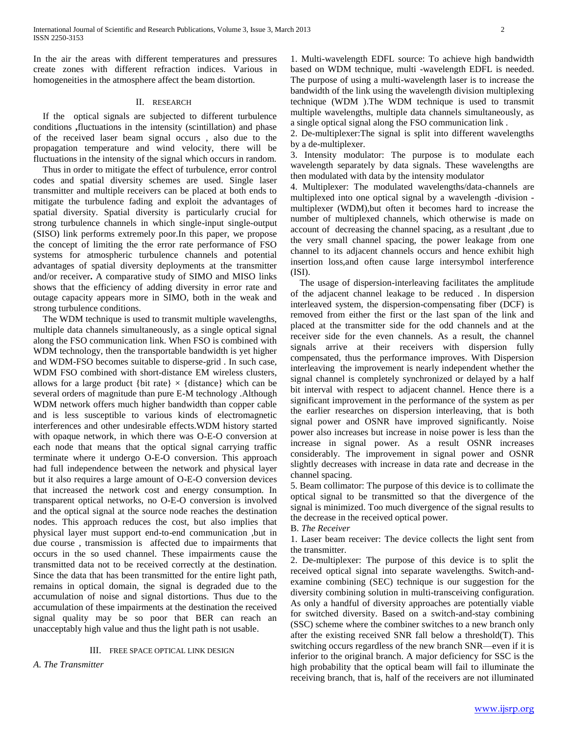In the air the areas with different temperatures and pressures create zones with different refraction indices. Various in homogeneities in the atmosphere affect the beam distortion.

## II. Research

If the optical signals are subjected to different turbulence conditions **,**fluctuations in the intensity (scintillation) and phase of the received laser beam signal occurs , also due to the propagation temperature and wind velocity, there will be fluctuations in the intensity of the signal which occurs in random.

Thus in order to mitigate the effect of turbulence, error control codes and spatial diversity schemes are used. Single laser transmitter and multiple receivers can be placed at both ends to mitigate the turbulence fading and exploit the advantages of spatial diversity. Spatial diversity is particularly crucial for strong turbulence channels in which single-input single-output (SISO) link performs extremely poor.In this paper, we propose the concept of limiting the the error rate performance of FSO systems for atmospheric turbulence channels and potential advantages of spatial diversity deployments at the transmitter and/or receiver**.** A comparative study of SIMO and MISO links shows that the efficiency of adding diversity in error rate and outage capacity appears more in SIMO, both in the weak and strong turbulence conditions.

The WDM technique is used to transmit multiple wavelengths, multiple data channels simultaneously, as a single optical signal along the FSO communication link. When FSO is combined with WDM technology, then the transportable bandwidth is yet higher and WDM-FSO becomes suitable to disperse-grid . In such case, WDM FSO combined with short-distance EM wireless clusters, allows for a large product {bit rate} × {distance} which can be several orders of magnitude than pure E-M technology .Although WDM network offers much higher bandwidth than copper cable and is less susceptible to various kinds of electromagnetic interferences and other undesirable effects.WDM history started with opaque network, in which there was O-E-O conversion at each node that means that the optical signal carrying traffic terminate where it undergo O-E-O conversion. This approach had full independence between the network and physical layer but it also requires a large amount of O-E-O conversion devices that increased the network cost and energy consumption. In transparent optical networks, no O-E-O conversion is involved and the optical signal at the source node reaches the destination nodes. This approach reduces the cost, but also implies that physical layer must support end-to-end communication ,but in due course , transmission is affected due to impairments that occurs in the so used channel. These impairments cause the transmitted data not to be received correctly at the destination. Since the data that has been transmitted for the entire light path, remains in optical domain, the signal is degraded due to the accumulation of noise and signal distortions. Thus due to the accumulation of these impairments at the destination the received signal quality may be so poor that BER can reach an unacceptably high value and thus the light path is not usable.

## III. Free Space Optical Link Design

### *A. The Transmitter*

1. Multi-wavelength EDFL source: To achieve high bandwidth based on WDM technique, multi -wavelength EDFL is needed. The purpose of using a multi-wavelength laser is to increase the bandwidth of the link using the wavelength division multiplexing technique (WDM ).The WDM technique is used to transmit multiple wavelengths, multiple data channels simultaneously, as a single optical signal along the FSO communication link .

2. De-multiplexer:The signal is split into different wavelengths by a de-multiplexer.

3. Intensity modulator: The purpose is to modulate each wavelength separately by data signals. These wavelengths are then modulated with data by the intensity modulator

4. Multiplexer: The modulated wavelengths/data-channels are multiplexed into one optical signal by a wavelength -division - multiplexer (WDM),but often it becomes hard to increase the number of multiplexed channels, which otherwise is made on account of decreasing the channel spacing, as a resultant ,due to the very small channel spacing, the power leakage from one channel to its adjacent channels occurs and hence exhibit high insertion loss,and often cause large intersymbol interference (ISI).

The usage of dispersion-interleaving facilitates the amplitude of the adjacent channel leakage to be reduced . In dispersion interleaved system, the dispersion-compensating fiber (DCF) is removed from either the first or the last span of the link and placed at the transmitter side for the odd channels and at the receiver side for the even channels. As a result, the channel signals arrive at their receivers with dispersion fully compensated, thus the performance improves. With Dispersion interleaving the improvement is nearly independent whether the signal channel is completely synchronized or delayed by a half bit interval with respect to adjacent channel. Hence there is a significant improvement in the performance of the system as per the earlier researches on dispersion interleaving, that is both signal power and OSNR have improved significantly. Noise power also increases but increase in noise power is less than the increase in signal power. As a result OSNR increases considerably. The improvement in signal power and OSNR slightly decreases with increase in data rate and decrease in the channel spacing.

5. Beam collimator: The purpose of this device is to collimate the optical signal to be transmitted so that the divergence of the signal is minimized. Too much divergence of the signal results to the decrease in the received optical power.

### B. *The Receiver*

1. Laser beam receiver: The device collects the light sent from the transmitter.

2. De-multiplexer: The purpose of this device is to split the received optical signal into separate wavelengths. Switch-and-examine combining (SEC) technique is our suggestion for the diversity combining solution in multi-transceiving configuration. As only a handful of diversity approaches are potentially viable for switched diversity. Based on a switch-and-stay combining (SSC) scheme where the combiner switches to a new branch only after the existing received SNR fall below a threshold(T). This switching occurs regardless of the new branch SNR—even if it is inferior to the original branch. A major deficiency for SSC is the high probability that the optical beam will fail to illuminate the receiving branch, that is, half of the receivers are not illuminated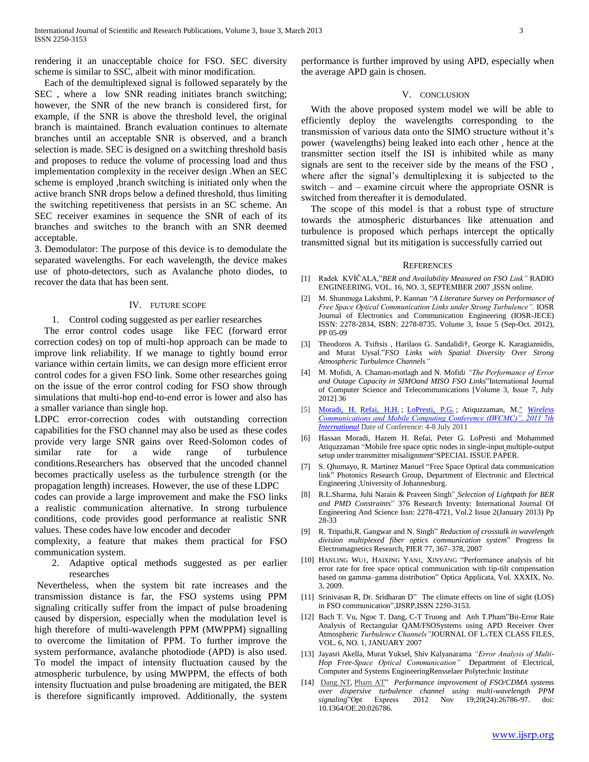rendering it an unacceptable choice for FSO. SEC diversity scheme is similar to SSC, albeit with minor modification.

Each of the demultiplexed signal is followed separately by the SEC , where a low SNR reading initiates branch switching; however, the SNR of the new branch is considered first, for example, if the SNR is above the threshold level, the original branch is maintained. Branch evaluation continues to alternate branches until an acceptable SNR is observed, and a branch selection is made. SEC is designed on a switching threshold basis and proposes to reduce the volume of processing load and thus implementation complexity in the receiver design .When an SEC scheme is employed ,branch switching is initiated only when the active branch SNR drops below a defined threshold, thus limiting the switching repetitiveness that persists in an SC scheme. An SEC receiver examines in sequence the SNR of each of its branches and switches to the branch with an SNR deemed acceptable.

3. Demodulator: The purpose of this device is to demodulate the separated wavelengths. For each wavelength, the device makes use of photo-detectors, such as Avalanche photo diodes, to recover the data that has been sent.

## IV. FUTURE SCOPE

1. Control coding suggested as per earlier researches

The error control codes usage like FEC (forward error correction codes) on top of multi-hop approach can be made to improve link reliability. If we manage to tightly bound error variance within certain limits, we can design more efficient error control codes for a given FSO link. Some other researches going on the issue of the error control coding for FSO show through simulations that multi-hop end-to-end error is lower and also has a smaller variance than single hop.

LDPC error-correction codes with outstanding correction capabilities for the FSO channel may also be used as these codes provide very large SNR gains over Reed-Solomon codes of similar rate for a wide range of turbulence conditions.Researchers has observed that the uncoded channel becomes practically useless as the turbulence strength (or the propagation length) increases. However, the use of these LDPC codes can provide a large improvement and make the FSO links a realistic communication alternative. In strong turbulence conditions, code provides good performance at realistic SNR values. These codes have low encoder and decoder complexity, a feature that makes them practical for FSO communication system.

2. Adaptive optical methods suggested as per earlier researches

Nevertheless, when the system bit rate increases and the transmission distance is far, the FSO systems using PPM signaling critically suffer from the impact of pulse broadening caused by dispersion, especially when the modulation level is high therefore of multi-wavelength PPM (MWPPM) signalling to overcome the limitation of PPM. To further improve the system performance, avalanche photodiode (APD) is also used. To model the impact of intensity fluctuation caused by the atmospheric turbulence, by using MWPPM, the effects of both intensity fluctuation and pulse broadening are mitigated, the BER is therefore significantly improved. Additionally, the system performance is further improved by using APD, especially when the average APD gain is chosen.

## V. CONCLUSION

With the above proposed system model we will be able to efficiently deploy the wavelengths corresponding to the transmission of various data onto the SIMO structure without it's power (wavelengths) being leaked into each other , hence at the transmitter section itself the ISI is inhibited while as many signals are sent to the receiver side by the means of the FSO , where after the signal's demultiplexing it is subjected to the switch – and – examine circuit where the appropriate OSNR is switched from thereafter it is demodulated.

The scope of this model is that a robust type of structure towards the atmospheric disturbances like attenuation and turbulence is proposed which perhaps intercept the optically transmitted signal but its mitigation is successfully carried out

## REFERENCES

[1] Radek KVÍČALA,"*BER and Availability Measured on FSO Link"* RADIO ENGINEERING, VOL. 16, NO. 3, SEPTEMBER 2007 ,ISSN online.

[2] M. Shunmuga Lakshmi, P. Kannan "*A Literature Survey on Performance of Free Space Optical Communication Links under Strong Turbulence".* IOSR Journal of Electronics and Communication Engineering (IOSR-JECE) ISSN: 2278-2834, ISBN: 2278-8735. Volume 3, Issue 5 (Sep-Oct. 2012), PP 05-09

[3] Theodoros A. Tsiftsis , Harilaos G. Sandalidi†, George K. Karagiannidis, and Murat Uysal."*FSO Links with Spatial Diversity Over Strong Atmospheric Turbulence Channels"*

[4] M. Mofidi, A. Chaman-motlagh and N. Mofid*i "The Performance of Error and Outage Capacity in SIMOand MISO FSO Links*"International Journal of Computer Science and Telecommunications [Volume 3, Issue 7, July 2012] 36

[5] Moradi, H. Refai, H.H. ; LoPresti, P.G. ; Atiquzzaman, M.*" Wireless Communications and Mobile Computing Conference (IWCMC)", 2011 7th International* Date of Conference: 4-8 July 2011

[6] Hassan Moradi, Hazem H. Refai, Peter G. LoPresti and Mohammed Atiquzzaman "Mobile free space optic nodes in single-input multiple-output setup under transmitter misalignment"SPECIAL ISSUE PAPER.

[7] S. Qhumayo, R. Martinez Manuel "Free Space Optical data communication link" Photonics Research Group, Department of Electronic and Electrical Engineering ,University of Johannesburg.

[8] R.L.Sharma, Juhi Narain & Praveen Singh" *Selection of Lightpath for BER and PMD Constraints*" 376 Research Inventy: International Journal Of Engineering And Science Issn: 2278-4721, Vol.2 Issue 2(January 2013) Pp 28-33

[9] R. Tripathi,R. Gangwar and N. Singh" *Reduction of crosstalk in wavelength division multiplexed fiber optics communication system*" Progress In Electromagnetics Research, PIER 77, 367–378, 2007

[10] HANLING WU1, HAIXING YAN1, XINYANG "Performance analysis of bit error rate for free space optical communication with tip-tilt compensation based on gamma–gamma distribution" Optica Applicata, Vol. XXXIX, No. 3, 2009.

[11] Srinivasan R, Dr. Sridharan D" The climate effects on line of sight (LOS) in FSO communication",IJSRP,ISSN 2250-3153.

[12] Bach T. Vu, Ngoc T. Dang, C-T Truong and Anh T.Pham"Bit-Error Rate Analysis of Rectangular QAM/FSOSystems using APD Receiver Over Atmospheric *Turbulence Channels"*JOURNAL OF LATEX CLASS FILES, VOL. 6, NO. 1, JANUARY 2007

[13] Jayasri Akella, Murat Yuksel, Shiv Kalyanarama *"Error Analysis of Multi-Hop Free-Space Optical Communication"* Department of Electrical, Computer and Systems EngineeringRensselaer Polytechnic Institute

[14] Dang NT, Pham AT" *Performance improvement of FSO/CDMA systems over dispersive turbulence channel using multi-wavelength PPM signaling*"Opt Express 2012 Nov 19;20(24):26786-97. doi: 10.1364/OE.20.026786.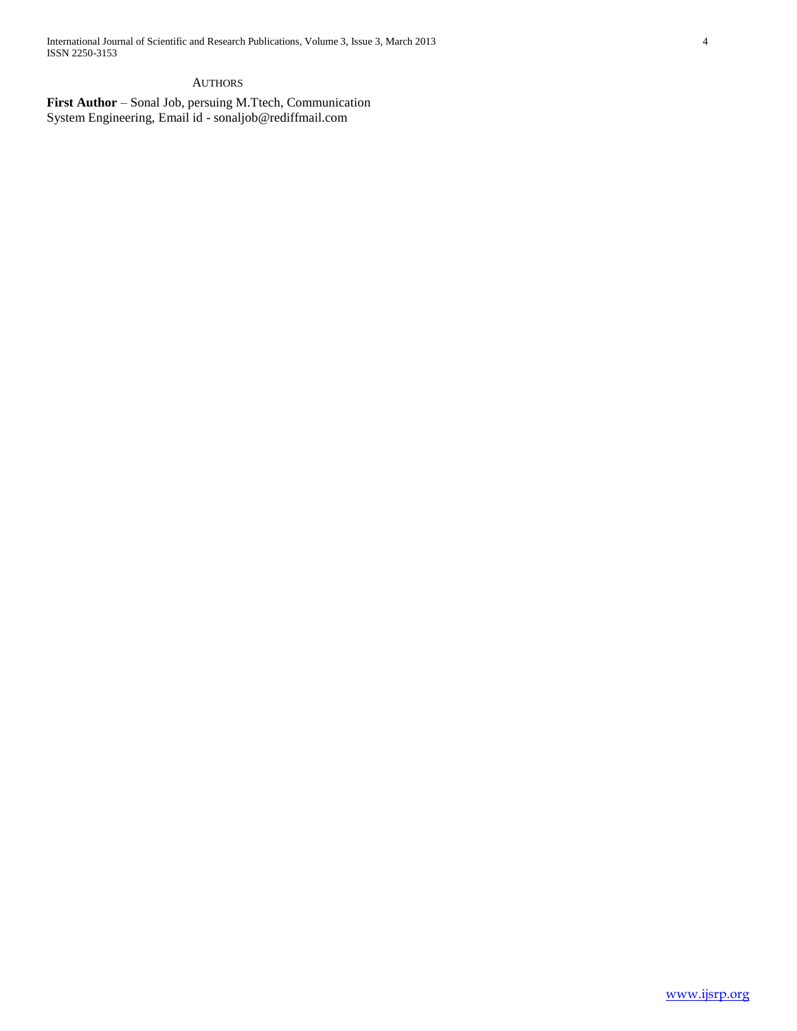## AUTHORS

**First Author** – Sonal Job, persuing M.Ttech, Communication System Engineering, Email id - sonaljob@rediffmail.com